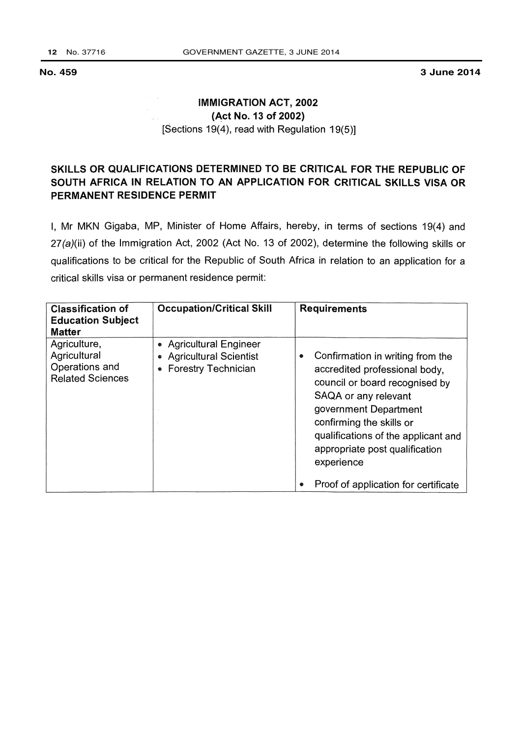**No. 459** **3 June 2014**

## IMMIGRATION ACT, 2002
## (Act No. 13 of 2002)

[Sections 19(4), read with Regulation 19(5)]

### SKILLS OR QUALIFICATIONS DETERMINED TO BE CRITICAL FOR THE REPUBLIC OF SOUTH AFRICA IN RELATION TO AN APPLICATION FOR CRITICAL SKILLS VISA OR PERMANENT RESIDENCE PERMIT

I, Mr MKN Gigaba, MP, Minister of Home Affairs, hereby, in terms of sections 19(4) and 27*(a)*(ii) of the Immigration Act, 2002 (Act No. 13 of 2002), determine the following skills or qualifications to be critical for the Republic of South Africa in relation to an application for a critical skills visa or permanent residence permit:

| Classification of Education Subject Matter | Occupation/Critical Skill | Requirements |
|---|---|---|
| Agriculture, Agricultural Operations and Related Sciences | • Agricultural Engineer<br>• Agricultural Scientist<br>• Forestry Technician | • Confirmation in writing from the accredited professional body, council or board recognised by SAQA or any relevant government Department confirming the skills or qualifications of the applicant and appropriate post qualification experience<br>• Proof of application for certificate |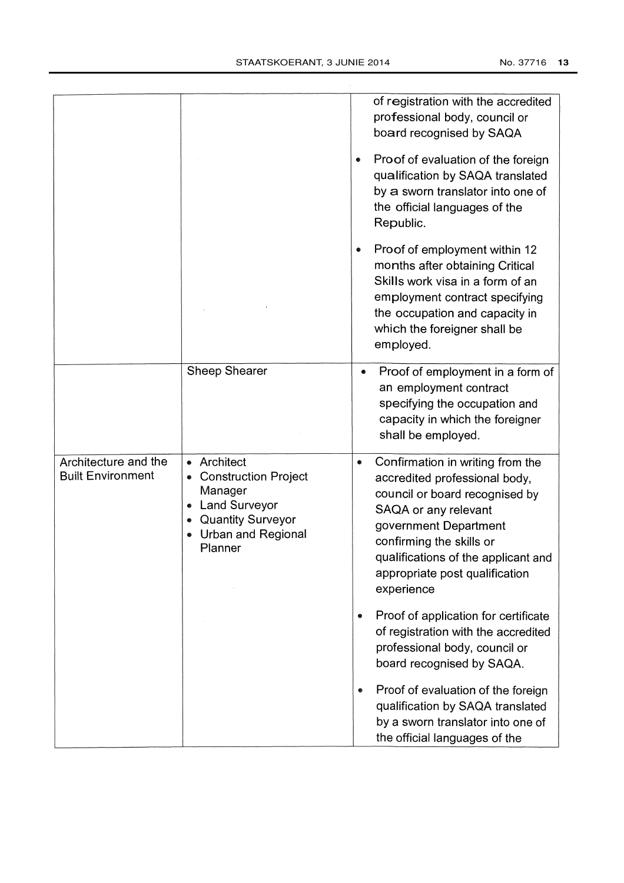| | | |
|---|---|---|
| | | of registration with the accredited professional body, council or board recognised by SAQA<br><br>• Proof of evaluation of the foreign qualification by SAQA translated by a sworn translator into one of the official languages of the Republic.<br><br>• Proof of employment within 12 months after obtaining Critical Skills work visa in a form of an employment contract specifying the occupation and capacity in which the foreigner shall be employed. |
| | Sheep Shearer | • Proof of employment in a form of an employment contract specifying the occupation and capacity in which the foreigner shall be employed. |
| Architecture and the Built Environment | • Architect<br>• Construction Project Manager<br>• Land Surveyor<br>• Quantity Surveyor<br>• Urban and Regional Planner | • Confirmation in writing from the accredited professional body, council or board recognised by SAQA or any relevant government Department confirming the skills or qualifications of the applicant and appropriate post qualification experience<br><br>• Proof of application for certificate of registration with the accredited professional body, council or board recognised by SAQA.<br><br>• Proof of evaluation of the foreign qualification by SAQA translated by a sworn translator into one of the official languages of the |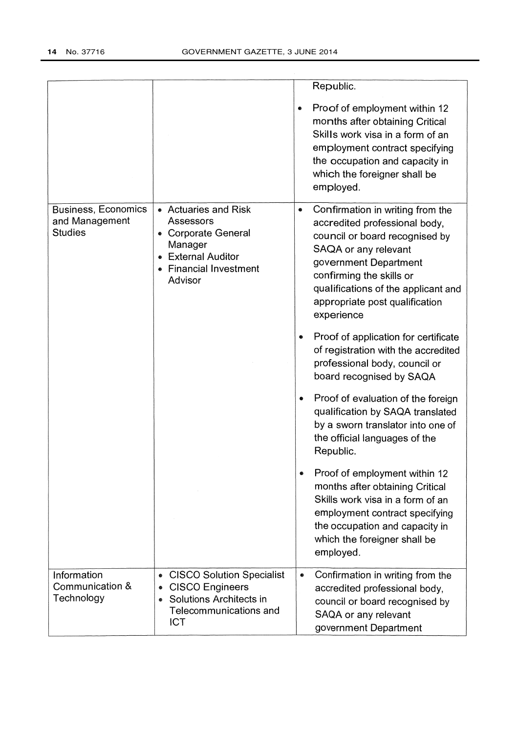| | | |
|---|---|---|
| | | Republic.<br><br>• Proof of employment within 12 months after obtaining Critical Skills work visa in a form of an employment contract specifying the occupation and capacity in which the foreigner shall be employed. |
| Business, Economics and Management Studies | • Actuaries and Risk Assessors<br>• Corporate General Manager<br>• External Auditor<br>• Financial Investment Advisor | • Confirmation in writing from the accredited professional body, council or board recognised by SAQA or any relevant government Department confirming the skills or qualifications of the applicant and appropriate post qualification experience<br><br>• Proof of application for certificate of registration with the accredited professional body, council or board recognised by SAQA<br><br>• Proof of evaluation of the foreign qualification by SAQA translated by a sworn translator into one of the official languages of the Republic.<br><br>• Proof of employment within 12 months after obtaining Critical Skills work visa in a form of an employment contract specifying the occupation and capacity in which the foreigner shall be employed. |
| Information Communication & Technology | • CISCO Solution Specialist<br>• CISCO Engineers<br>• Solutions Architects in Telecommunications and ICT | • Confirmation in writing from the accredited professional body, council or board recognised by SAQA or any relevant government Department |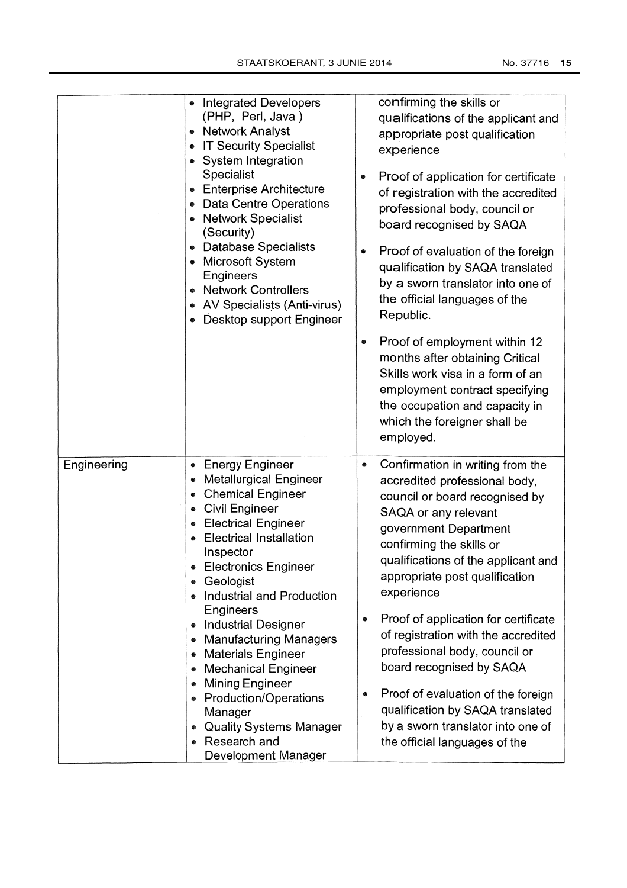| | | |
|---|---|---|
| | • Integrated Developers (PHP, Perl, Java )<br>• Network Analyst<br>• IT Security Specialist<br>• System Integration Specialist<br>• Enterprise Architecture<br>• Data Centre Operations<br>• Network Specialist (Security)<br>• Database Specialists<br>• Microsoft System Engineers<br>• Network Controllers<br>• AV Specialists (Anti-virus)<br>• Desktop support Engineer | confirming the skills or qualifications of the applicant and appropriate post qualification experience<br>• Proof of application for certificate of registration with the accredited professional body, council or board recognised by SAQA<br>• Proof of evaluation of the foreign qualification by SAQA translated by a sworn translator into one of the official languages of the Republic.<br>• Proof of employment within 12 months after obtaining Critical Skills work visa in a form of an employment contract specifying the occupation and capacity in which the foreigner shall be employed. |
| Engineering | • Energy Engineer<br>• Metallurgical Engineer<br>• Chemical Engineer<br>• Civil Engineer<br>• Electrical Engineer<br>• Electrical Installation Inspector<br>• Electronics Engineer<br>• Geologist<br>• Industrial and Production Engineers<br>• Industrial Designer<br>• Manufacturing Managers<br>• Materials Engineer<br>• Mechanical Engineer<br>• Mining Engineer<br>• Production/Operations Manager<br>• Quality Systems Manager<br>• Research and Development Manager | • Confirmation in writing from the accredited professional body, council or board recognised by SAQA or any relevant government Department confirming the skills or qualifications of the applicant and appropriate post qualification experience<br>• Proof of application for certificate of registration with the accredited professional body, council or board recognised by SAQA<br>• Proof of evaluation of the foreign qualification by SAQA translated by a sworn translator into one of the official languages of the |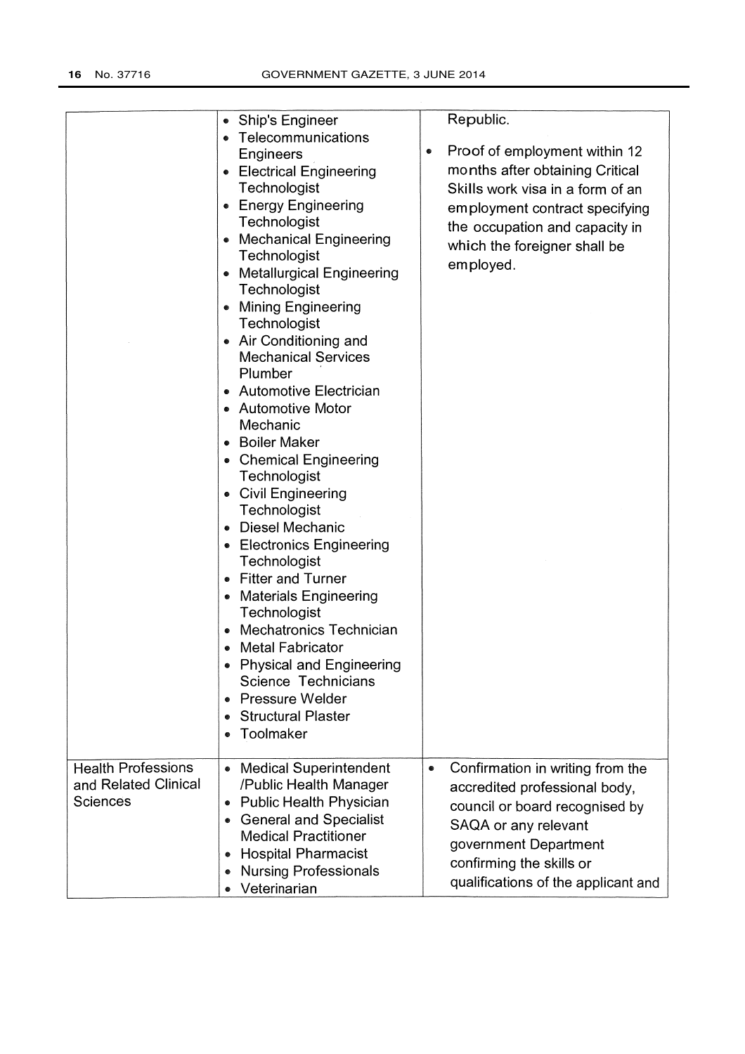| | | |
|---|---|---|
| | • Ship's Engineer<br>• Telecommunications Engineers<br>• Electrical Engineering Technologist<br>• Energy Engineering Technologist<br>• Mechanical Engineering Technologist<br>• Metallurgical Engineering Technologist<br>• Mining Engineering Technologist<br>• Air Conditioning and Mechanical Services Plumber<br>• Automotive Electrician<br>• Automotive Motor Mechanic<br>• Boiler Maker<br>• Chemical Engineering Technologist<br>• Civil Engineering Technologist<br>• Diesel Mechanic<br>• Electronics Engineering Technologist<br>• Fitter and Turner<br>• Materials Engineering Technologist<br>• Mechatronics Technician<br>• Metal Fabricator<br>• Physical and Engineering Science Technicians<br>• Pressure Welder<br>• Structural Plaster<br>• Toolmaker | Republic.<br><br>• Proof of employment within 12 months after obtaining Critical Skills work visa in a form of an employment contract specifying the occupation and capacity in which the foreigner shall be employed. |
| Health Professions and Related Clinical Sciences | • Medical Superintendent /Public Health Manager<br>• Public Health Physician<br>• General and Specialist Medical Practitioner<br>• Hospital Pharmacist<br>• Nursing Professionals<br>• Veterinarian | • Confirmation in writing from the accredited professional body, council or board recognised by SAQA or any relevant government Department confirming the skills or qualifications of the applicant and |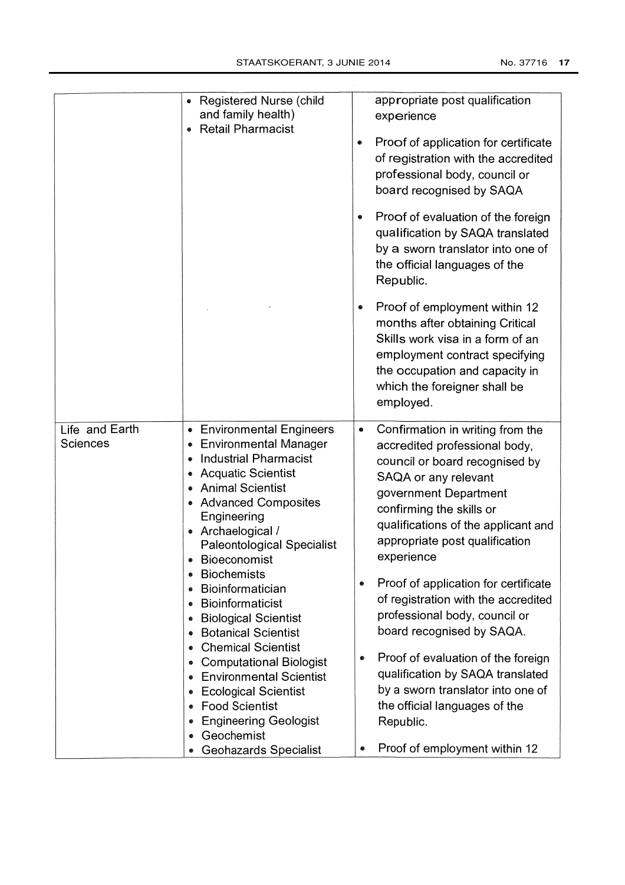| | | |
|---|---|---|
| | • Registered Nurse (child and family health)<br>• Retail Pharmacist | appropriate post qualification experience<br><br>• Proof of application for certificate of registration with the accredited professional body, council or board recognised by SAQA<br><br>• Proof of evaluation of the foreign qualification by SAQA translated by a sworn translator into one of the official languages of the Republic.<br><br>• Proof of employment within 12 months after obtaining Critical Skills work visa in a form of an employment contract specifying the occupation and capacity in which the foreigner shall be employed. |
| Life and Earth Sciences | • Environmental Engineers<br>• Environmental Manager<br>• Industrial Pharmacist<br>• Acquatic Scientist<br>• Animal Scientist<br>• Advanced Composites Engineering<br>• Archaeological / Paleontological Specialist<br>• Bioeconomist<br>• Biochemists<br>• Bioinformatician<br>• Bioinformaticist<br>• Biological Scientist<br>• Botanical Scientist<br>• Chemical Scientist<br>• Computational Biologist<br>• Environmental Scientist<br>• Ecological Scientist<br>• Food Scientist<br>• Engineering Geologist<br>• Geochemist<br>• Geohazards Specialist | • Confirmation in writing from the accredited professional body, council or board recognised by SAQA or any relevant government Department confirming the skills or qualifications of the applicant and appropriate post qualification experience<br><br>• Proof of application for certificate of registration with the accredited professional body, council or board recognised by SAQA.<br><br>• Proof of evaluation of the foreign qualification by SAQA translated by a sworn translator into one of the official languages of the Republic.<br><br>• Proof of employment within 12 |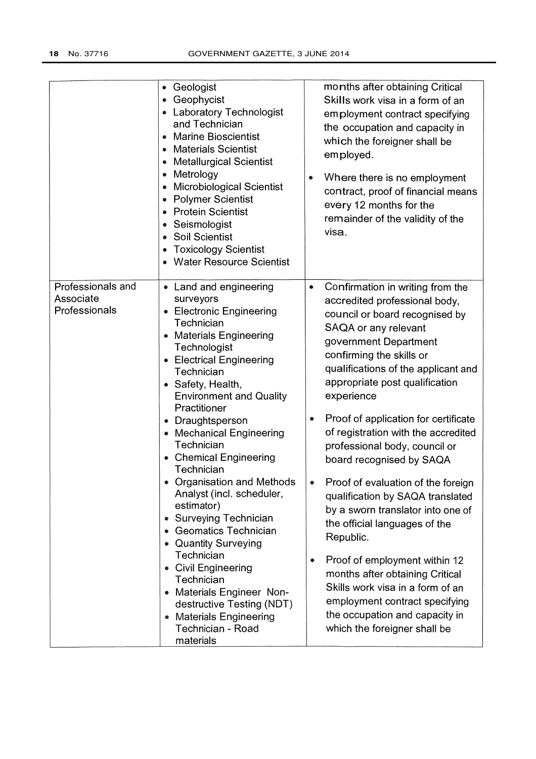| | | |
|---|---|---|
| | • Geologist<br>• Geophycist<br>• Laboratory Technologist and Technician<br>• Marine Bioscientist<br>• Materials Scientist<br>• Metallurgical Scientist<br>• Metrology<br>• Microbiological Scientist<br>• Polymer Scientist<br>• Protein Scientist<br>• Seismologist<br>• Soil Scientist<br>• Toxicology Scientist<br>• Water Resource Scientist | months after obtaining Critical Skills work visa in a form of an employment contract specifying the occupation and capacity in which the foreigner shall be employed.<br>• Where there is no employment contract, proof of financial means every 12 months for the remainder of the validity of the visa. |
| Professionals and Associate Professionals | • Land and engineering surveyors<br>• Electronic Engineering Technician<br>• Materials Engineering Technologist<br>• Electrical Engineering Technician<br>• Safety, Health, Environment and Quality Practitioner<br>• Draughtsperson<br>• Mechanical Engineering Technician<br>• Chemical Engineering Technician<br>• Organisation and Methods Analyst (incl. scheduler, estimator)<br>• Surveying Technician<br>• Geomatics Technician<br>• Quantity Surveying Technician<br>• Civil Engineering Technician<br>• Materials Engineer Non-destructive Testing (NDT)<br>• Materials Engineering Technician - Road materials | • Confirmation in writing from the accredited professional body, council or board recognised by SAQA or any relevant government Department confirming the skills or qualifications of the applicant and appropriate post qualification experience<br>• Proof of application for certificate of registration with the accredited professional body, council or board recognised by SAQA<br>• Proof of evaluation of the foreign qualification by SAQA translated by a sworn translator into one of the official languages of the Republic.<br>• Proof of employment within 12 months after obtaining Critical Skills work visa in a form of an employment contract specifying the occupation and capacity in which the foreigner shall be |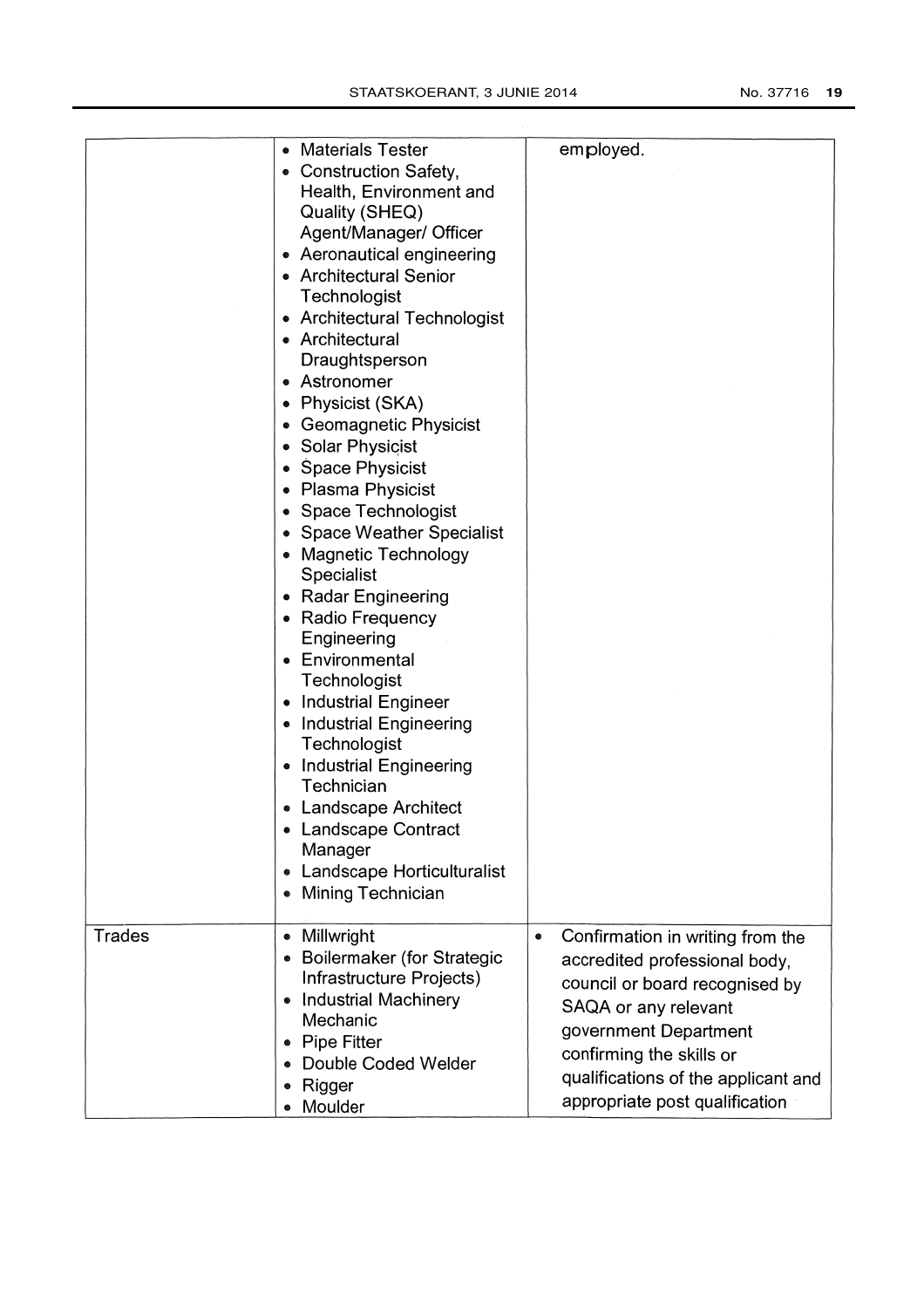| | | |
|---|---|---|
| | • Materials Tester<br>• Construction Safety, Health, Environment and Quality (SHEQ) Agent/Manager/ Officer<br>• Aeronautical engineering<br>• Architectural Senior Technologist<br>• Architectural Technologist<br>• Architectural Draughtsperson<br>• Astronomer<br>• Physicist (SKA)<br>• Geomagnetic Physicist<br>• Solar Physicist<br>• Space Physicist<br>• Plasma Physicist<br>• Space Technologist<br>• Space Weather Specialist<br>• Magnetic Technology Specialist<br>• Radar Engineering<br>• Radio Frequency Engineering<br>• Environmental Technologist<br>• Industrial Engineer<br>• Industrial Engineering Technologist<br>• Industrial Engineering Technician<br>• Landscape Architect<br>• Landscape Contract Manager<br>• Landscape Horticulturalist<br>• Mining Technician | employed. |
| Trades | • Millwright<br>• Boilermaker (for Strategic Infrastructure Projects)<br>• Industrial Machinery Mechanic<br>• Pipe Fitter<br>• Double Coded Welder<br>• Rigger<br>• Moulder | • Confirmation in writing from the accredited professional body, council or board recognised by SAQA or any relevant government Department confirming the skills or qualifications of the applicant and appropriate post qualification |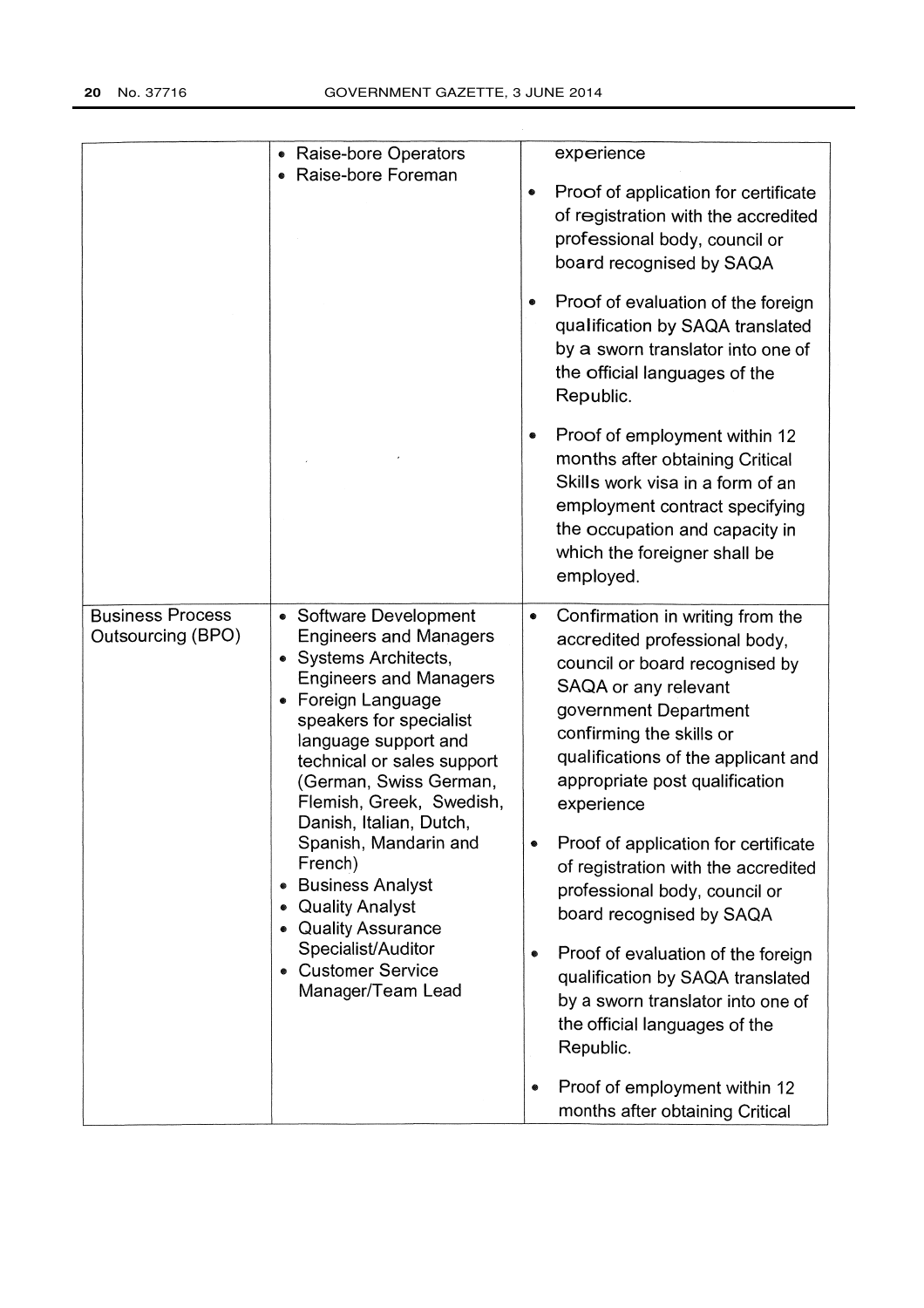| | | |
|---|---|---|
| | • Raise-bore Operators<br>• Raise-bore Foreman | experience<br>• Proof of application for certificate of registration with the accredited professional body, council or board recognised by SAQA<br>• Proof of evaluation of the foreign qualification by SAQA translated by a sworn translator into one of the official languages of the Republic.<br>• Proof of employment within 12 months after obtaining Critical Skills work visa in a form of an employment contract specifying the occupation and capacity in which the foreigner shall be employed. |
| Business Process Outsourcing (BPO) | • Software Development Engineers and Managers<br>• Systems Architects, Engineers and Managers<br>• Foreign Language speakers for specialist language support and technical or sales support (German, Swiss German, Flemish, Greek, Swedish, Danish, Italian, Dutch, Spanish, Mandarin and French)<br>• Business Analyst<br>• Quality Analyst<br>• Quality Assurance Specialist/Auditor<br>• Customer Service Manager/Team Lead | • Confirmation in writing from the accredited professional body, council or board recognised by SAQA or any relevant government Department confirming the skills or qualifications of the applicant and appropriate post qualification experience<br>• Proof of application for certificate of registration with the accredited professional body, council or board recognised by SAQA<br>• Proof of evaluation of the foreign qualification by SAQA translated by a sworn translator into one of the official languages of the Republic.<br>• Proof of employment within 12 months after obtaining Critical |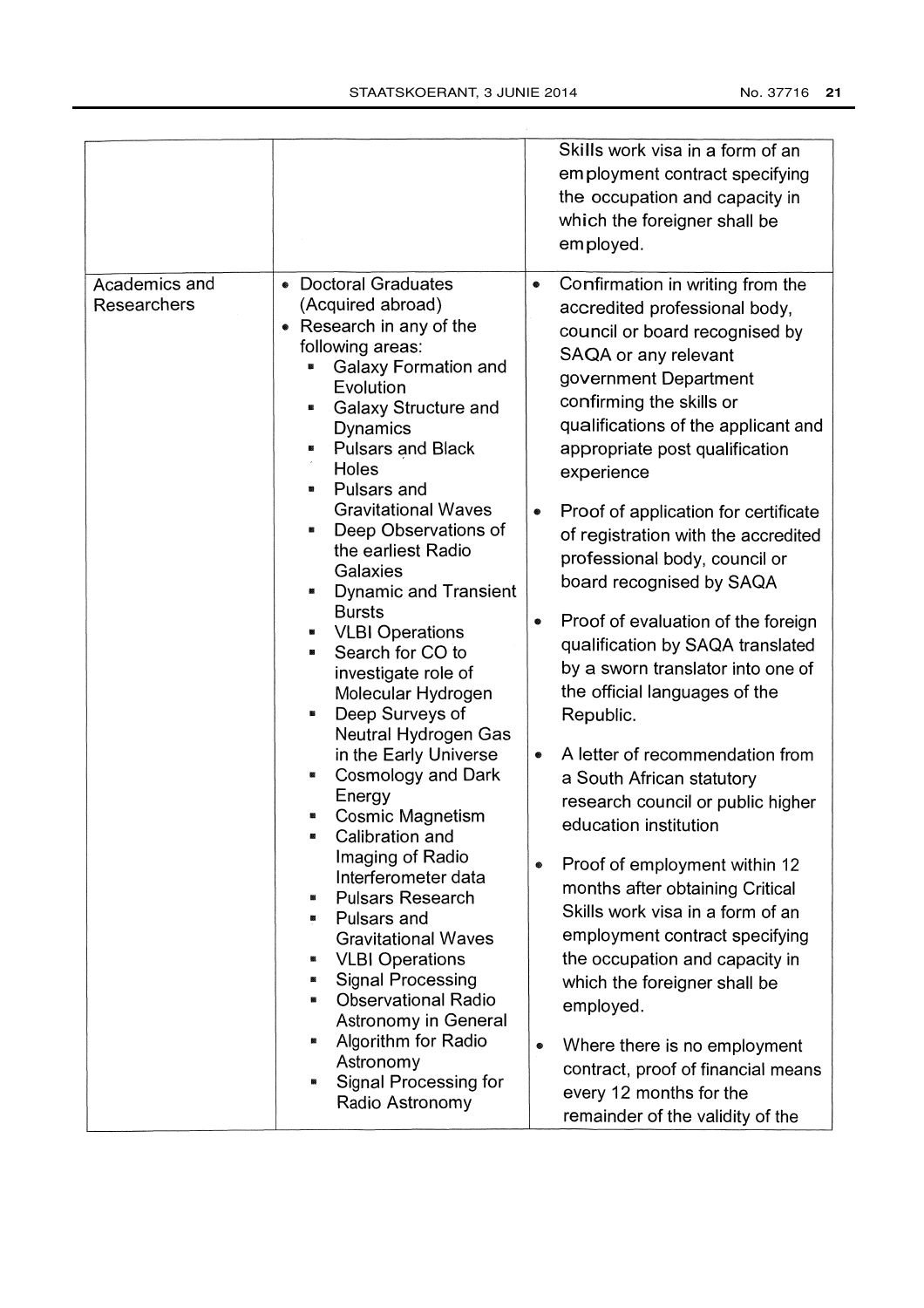| | | |
|---|---|---|
| | | Skills work visa in a form of an employment contract specifying the occupation and capacity in which the foreigner shall be employed. |
| Academics and Researchers | • Doctoral Graduates (Acquired abroad)<br>• Research in any of the following areas:<br>▪ Galaxy Formation and Evolution<br>▪ Galaxy Structure and Dynamics<br>▪ Pulsars and Black Holes<br>▪ Pulsars and Gravitational Waves<br>▪ Deep Observations of the earliest Radio Galaxies<br>▪ Dynamic and Transient Bursts<br>▪ VLBI Operations<br>▪ Search for CO to investigate role of Molecular Hydrogen<br>▪ Deep Surveys of Neutral Hydrogen Gas in the Early Universe<br>▪ Cosmology and Dark Energy<br>▪ Cosmic Magnetism<br>▪ Calibration and Imaging of Radio Interferometer data<br>▪ Pulsars Research<br>▪ Pulsars and Gravitational Waves<br>▪ VLBI Operations<br>▪ Signal Processing<br>▪ Observational Radio Astronomy in General<br>▪ Algorithm for Radio Astronomy<br>▪ Signal Processing for Radio Astronomy | • Confirmation in writing from the accredited professional body, council or board recognised by SAQA or any relevant government Department confirming the skills or qualifications of the applicant and appropriate post qualification experience<br>• Proof of application for certificate of registration with the accredited professional body, council or board recognised by SAQA<br>• Proof of evaluation of the foreign qualification by SAQA translated by a sworn translator into one of the official languages of the Republic.<br>• A letter of recommendation from a South African statutory research council or public higher education institution<br>• Proof of employment within 12 months after obtaining Critical Skills work visa in a form of an employment contract specifying the occupation and capacity in which the foreigner shall be employed.<br>• Where there is no employment contract, proof of financial means every 12 months for the remainder of the validity of the |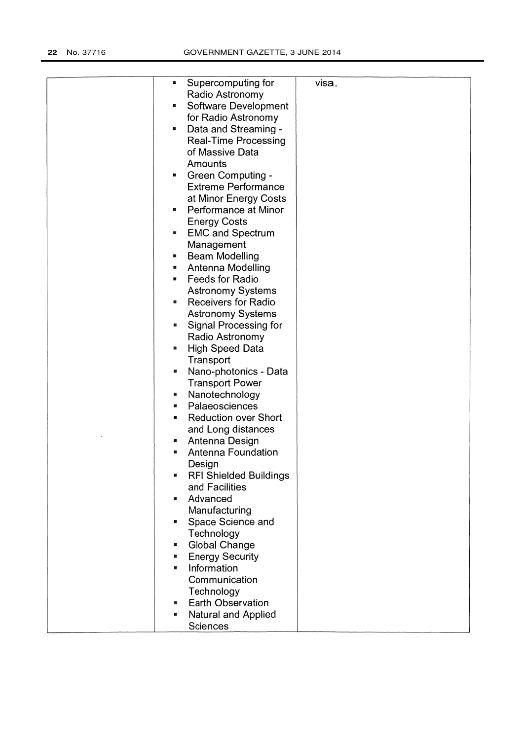| | | |
|---|---|---|
| | ▪ Supercomputing for Radio Astronomy<br>▪ Software Development for Radio Astronomy<br>▪ Data and Streaming - Real-Time Processing of Massive Data Amounts<br>▪ Green Computing - Extreme Performance at Minor Energy Costs<br>▪ Performance at Minor Energy Costs<br>▪ EMC and Spectrum Management<br>▪ Beam Modelling<br>▪ Antenna Modelling<br>▪ Feeds for Radio Astronomy Systems<br>▪ Receivers for Radio Astronomy Systems<br>▪ Signal Processing for Radio Astronomy<br>▪ High Speed Data Transport<br>▪ Nano-photonics - Data Transport Power<br>▪ Nanotechnology<br>▪ Palaeosciences<br>▪ Reduction over Short and Long distances<br>▪ Antenna Design<br>▪ Antenna Foundation Design<br>▪ RFI Shielded Buildings and Facilities<br>▪ Advanced Manufacturing<br>▪ Space Science and Technology<br>▪ Global Change<br>▪ Energy Security<br>▪ Information Communication Technology<br>▪ Earth Observation<br>▪ Natural and Applied Sciences | visa. |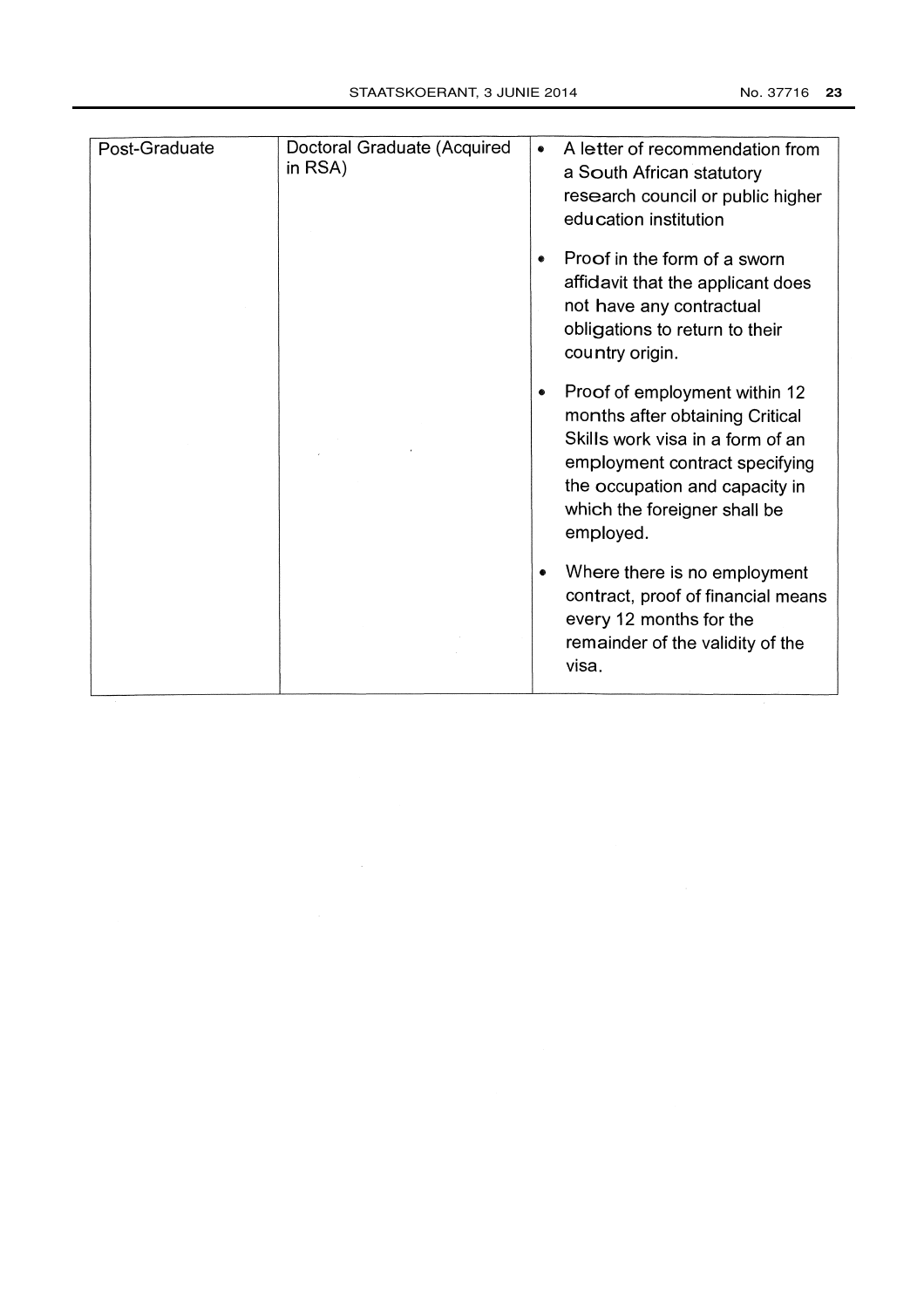| Post-Graduate | Doctoral Graduate (Acquired in RSA) | • A letter of recommendation from a South African statutory research council or public higher education institution<br>• Proof in the form of a sworn affidavit that the applicant does not have any contractual obligations to return to their country origin.<br>• Proof of employment within 12 months after obtaining Critical Skills work visa in a form of an employment contract specifying the occupation and capacity in which the foreigner shall be employed.<br>• Where there is no employment contract, proof of financial means every 12 months for the remainder of the validity of the visa. |
|---|---|---|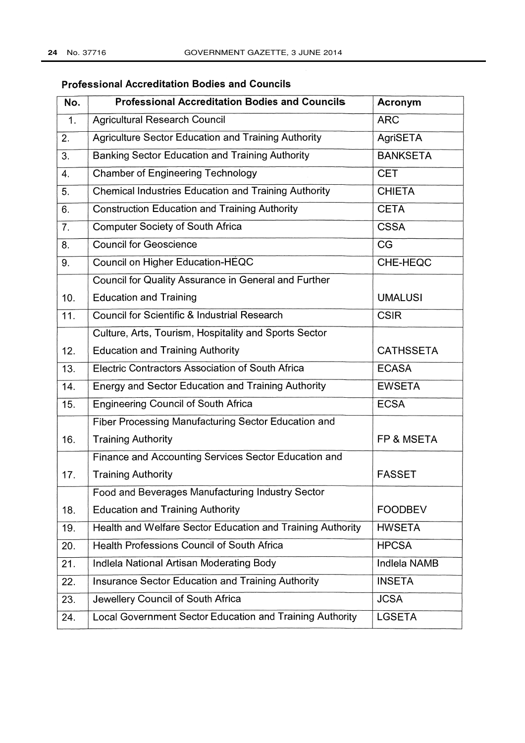## Professional Accreditation Bodies and Councils

| No. | Professional Accreditation Bodies and Councils | Acronym |
|---|---|---|
| 1. | Agricultural Research Council | ARC |
| 2. | Agriculture Sector Education and Training Authority | AgriSETA |
| 3. | Banking Sector Education and Training Authority | BANKSETA |
| 4. | Chamber of Engineering Technology | CET |
| 5. | Chemical Industries Education and Training Authority | CHIETA |
| 6. | Construction Education and Training Authority | CETA |
| 7. | Computer Society of South Africa | CSSA |
| 8. | Council for Geoscience | CG |
| 9. | Council on Higher Education-HEQC | CHE-HEQC |
| 10. | Council for Quality Assurance in General and Further Education and Training | UMALUSI |
| 11. | Council for Scientific & Industrial Research | CSIR |
| 12. | Culture, Arts, Tourism, Hospitality and Sports Sector Education and Training Authority | CATHSSETA |
| 13. | Electric Contractors Association of South Africa | ECASA |
| 14. | Energy and Sector Education and Training Authority | EWSETA |
| 15. | Engineering Council of South Africa | ECSA |
| 16. | Fiber Processing Manufacturing Sector Education and Training Authority | FP & MSETA |
| 17. | Finance and Accounting Services Sector Education and Training Authority | FASSET |
| 18. | Food and Beverages Manufacturing Industry Sector Education and Training Authority | FOODBEV |
| 19. | Health and Welfare Sector Education and Training Authority | HWSETA |
| 20. | Health Professions Council of South Africa | HPCSA |
| 21. | Indlela National Artisan Moderating Body | Indlela NAMB |
| 22. | Insurance Sector Education and Training Authority | INSETA |
| 23. | Jewellery Council of South Africa | JCSA |
| 24. | Local Government Sector Education and Training Authority | LGSETA |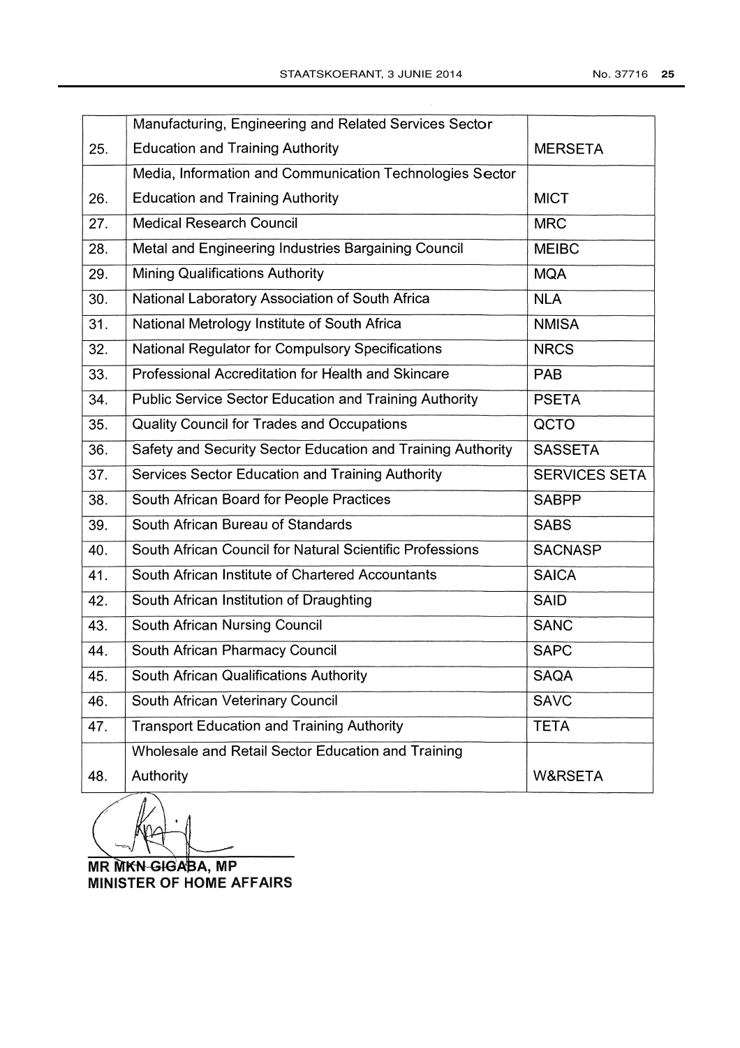| | | |
|---|---|---|
| 25. | Manufacturing, Engineering and Related Services Sector Education and Training Authority | MERSETA |
| 26. | Media, Information and Communication Technologies Sector Education and Training Authority | MICT |
| 27. | Medical Research Council | MRC |
| 28. | Metal and Engineering Industries Bargaining Council | MEIBC |
| 29. | Mining Qualifications Authority | MQA |
| 30. | National Laboratory Association of South Africa | NLA |
| 31. | National Metrology Institute of South Africa | NMISA |
| 32. | National Regulator for Compulsory Specifications | NRCS |
| 33. | Professional Accreditation for Health and Skincare | PAB |
| 34. | Public Service Sector Education and Training Authority | PSETA |
| 35. | Quality Council for Trades and Occupations | QCTO |
| 36. | Safety and Security Sector Education and Training Authority | SASSETA |
| 37. | Services Sector Education and Training Authority | SERVICES SETA |
| 38. | South African Board for People Practices | SABPP |
| 39. | South African Bureau of Standards | SABS |
| 40. | South African Council for Natural Scientific Professions | SACNASP |
| 41. | South African Institute of Chartered Accountants | SAICA |
| 42. | South African Institution of Draughting | SAID |
| 43. | South African Nursing Council | SANC |
| 44. | South African Pharmacy Council | SAPC |
| 45. | South African Qualifications Authority | SAQA |
| 46. | South African Veterinary Council | SAVC |
| 47. | Transport Education and Training Authority | TETA |
| 48. | Wholesale and Retail Sector Education and Training Authority | W&RSETA |

**MR MKN GIGABA, MP**
**MINISTER OF HOME AFFAIRS**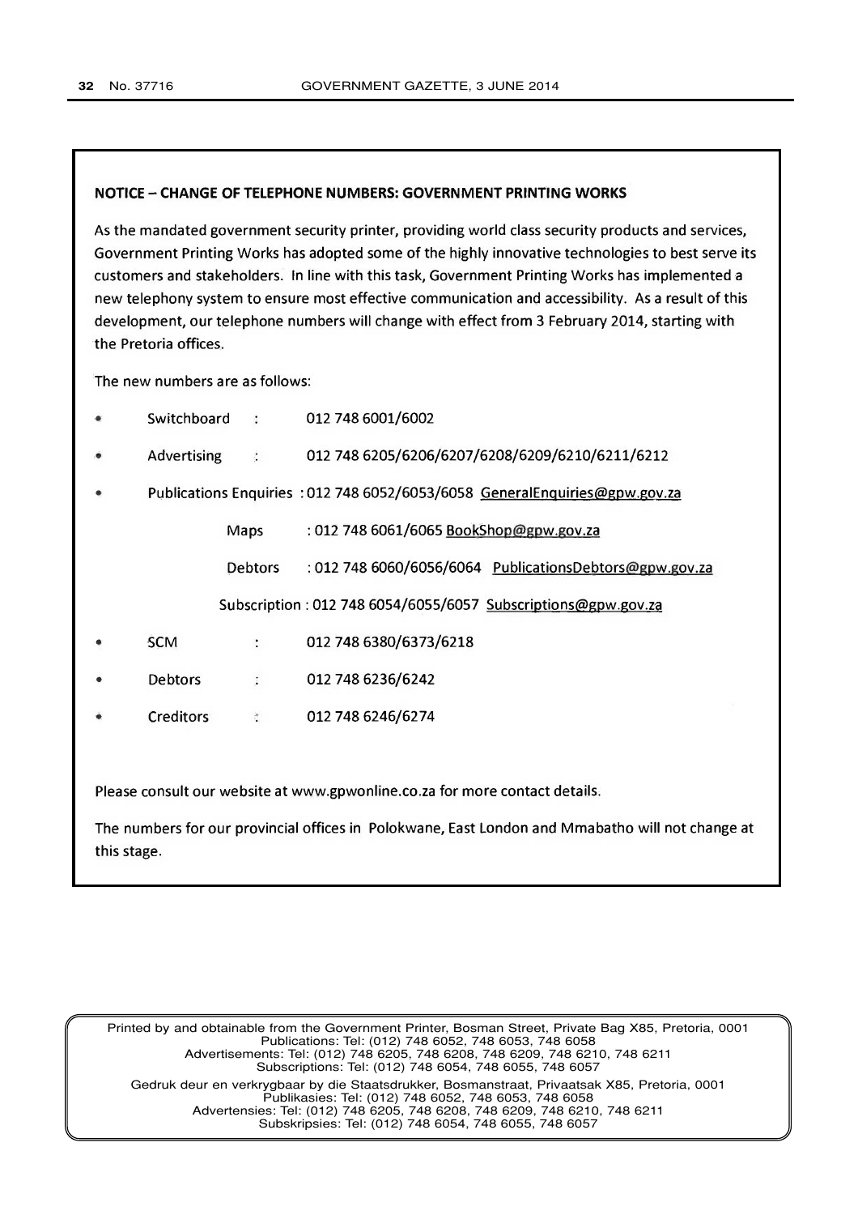## NOTICE – CHANGE OF TELEPHONE NUMBERS: GOVERNMENT PRINTING WORKS

As the mandated government security printer, providing world class security products and services, Government Printing Works has adopted some of the highly innovative technologies to best serve its customers and stakeholders. In line with this task, Government Printing Works has implemented a new telephony system to ensure most effective communication and accessibility. As a result of this development, our telephone numbers will change with effect from 3 February 2014, starting with the Pretoria offices.

The new numbers are as follows:

- Switchboard : 012 748 6001/6002
- Advertising : 012 748 6205/6206/6207/6208/6209/6210/6211/6212
- Publications Enquiries : 012 748 6052/6053/6058 GeneralEnquiries@gpw.gov.za
  - Maps : 012 748 6061/6065 BookShop@gpw.gov.za
  - Debtors : 012 748 6060/6056/6064 PublicationsDebtors@gpw.gov.za
  - Subscription : 012 748 6054/6055/6057 Subscriptions@gpw.gov.za
- SCM : 012 748 6380/6373/6218
- Debtors : 012 748 6236/6242
- Creditors : 012 748 6246/6274

Please consult our website at www.gpwonline.co.za for more contact details.

The numbers for our provincial offices in Polokwane, East London and Mmabatho will not change at this stage.

Printed by and obtainable from the Government Printer, Bosman Street, Private Bag X85, Pretoria, 0001
Publications: Tel: (012) 748 6052, 748 6053, 748 6058
Advertisements: Tel: (012) 748 6205, 748 6208, 748 6209, 748 6210, 748 6211
Subscriptions: Tel: (012) 748 6054, 748 6055, 748 6057

Gedruk deur en verkrygbaar by die Staatsdrukker, Bosmanstraat, Privaatsak X85, Pretoria, 0001
Publikasies: Tel: (012) 748 6052, 748 6053, 748 6058
Advertensies: Tel: (012) 748 6205, 748 6208, 748 6209, 748 6210, 748 6211
Subskripsies: Tel: (012) 748 6054, 748 6055, 748 6057